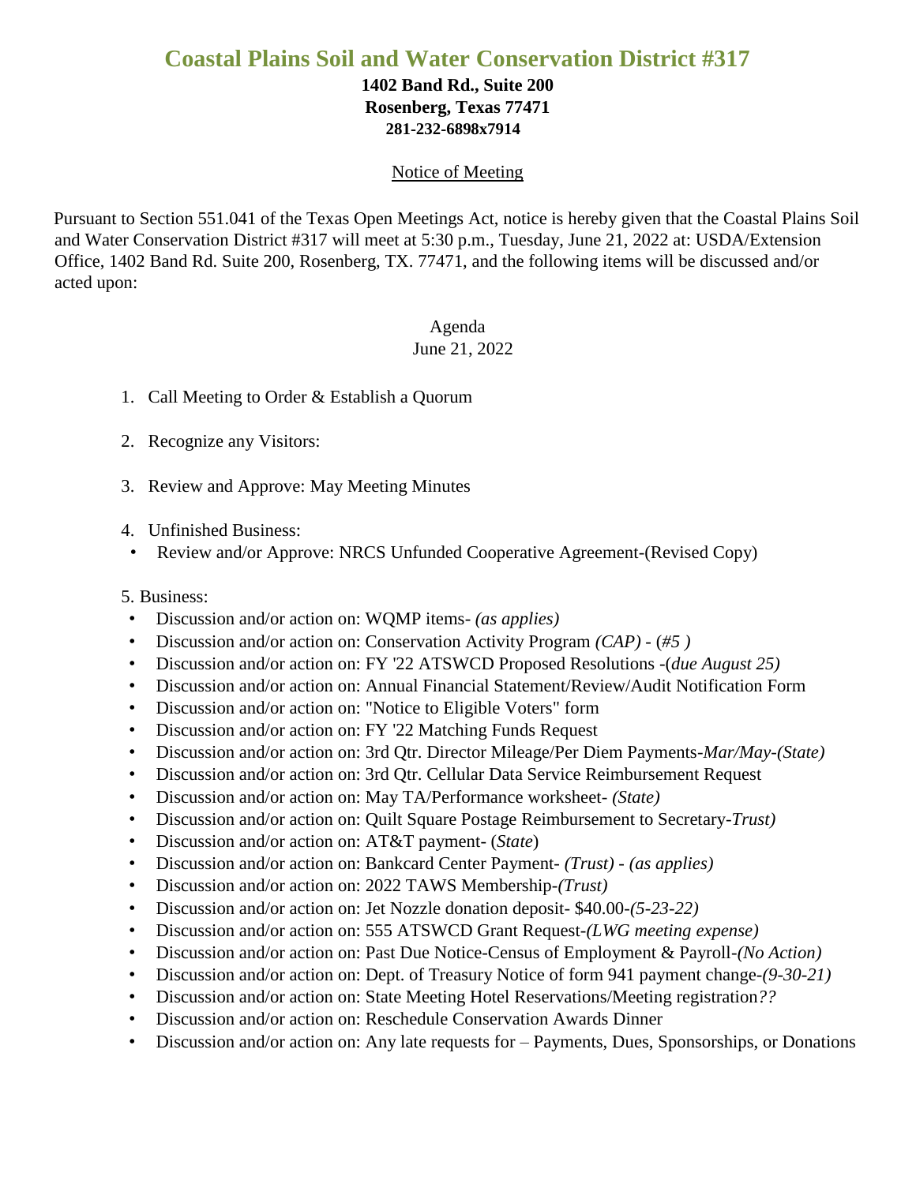# Coastal Plains Soil and Water Conservation District #317

**1402 Band Rd., Suite 200**
**Rosenberg, Texas 77471**
**281-232-6898x7914**

Notice of Meeting

Pursuant to Section 551.041 of the Texas Open Meetings Act, notice is hereby given that the Coastal Plains Soil and Water Conservation District #317 will meet at 5:30 p.m., Tuesday, June 21, 2022 at: USDA/Extension Office, 1402 Band Rd. Suite 200, Rosenberg, TX. 77471, and the following items will be discussed and/or acted upon:

Agenda
June 21, 2022

1. Call Meeting to Order & Establish a Quorum

2. Recognize any Visitors:

3. Review and Approve: May Meeting Minutes

4. Unfinished Business:
   - Review and/or Approve: NRCS Unfunded Cooperative Agreement-(Revised Copy)

5. Business:
   - Discussion and/or action on: WQMP items- *(as applies)*
   - Discussion and/or action on: Conservation Activity Program *(CAP)* - (*#5* )
   - Discussion and/or action on: FY '22 ATSWCD Proposed Resolutions -(*due August 25)*
   - Discussion and/or action on: Annual Financial Statement/Review/Audit Notification Form
   - Discussion and/or action on: "Notice to Eligible Voters" form
   - Discussion and/or action on: FY '22 Matching Funds Request
   - Discussion and/or action on: 3rd Qtr. Director Mileage/Per Diem Payments-*Mar/May-(State)*
   - Discussion and/or action on: 3rd Qtr. Cellular Data Service Reimbursement Request
   - Discussion and/or action on: May TA/Performance worksheet- *(State)*
   - Discussion and/or action on: Quilt Square Postage Reimbursement to Secretary-*Trust)*
   - Discussion and/or action on: AT&T payment- (*State*)
   - Discussion and/or action on: Bankcard Center Payment- *(Trust) - (as applies)*
   - Discussion and/or action on: 2022 TAWS Membership-*(Trust)*
   - Discussion and/or action on: Jet Nozzle donation deposit- $40.00-*(5-23-22)*
   - Discussion and/or action on: 555 ATSWCD Grant Request-*(LWG meeting expense)*
   - Discussion and/or action on: Past Due Notice-Census of Employment & Payroll-*(No Action)*
   - Discussion and/or action on: Dept. of Treasury Notice of form 941 payment change-*(9-30-21)*
   - Discussion and/or action on: State Meeting Hotel Reservations/Meeting registration*??*
   - Discussion and/or action on: Reschedule Conservation Awards Dinner
   - Discussion and/or action on: Any late requests for – Payments, Dues, Sponsorships, or Donations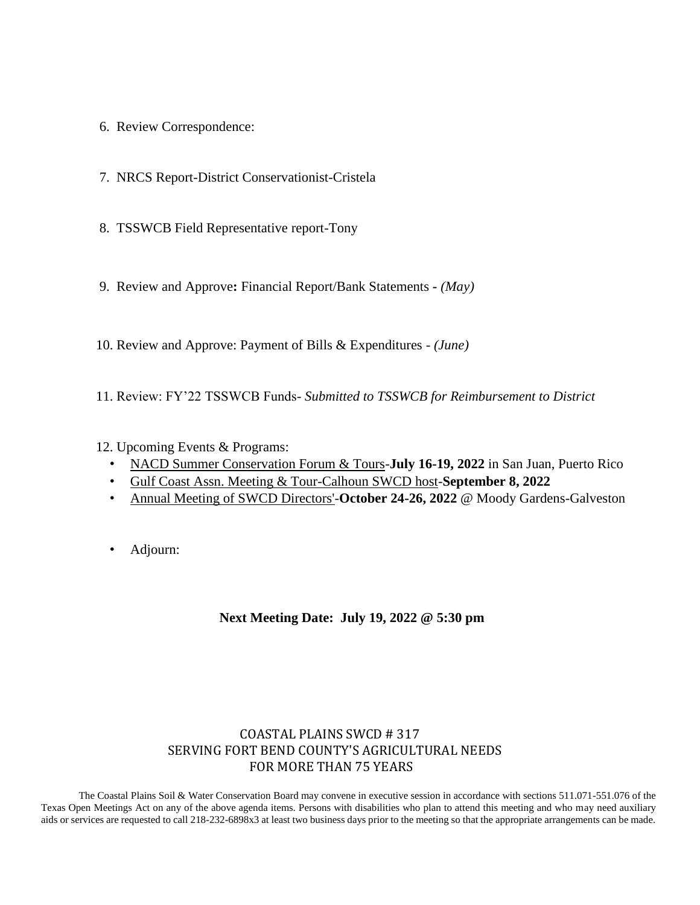6. Review Correspondence:

7. NRCS Report-District Conservationist-Cristela

8. TSSWCB Field Representative report-Tony

9. Review and Approve**:** Financial Report/Bank Statements **-** *(May)*

10. Review and Approve: Payment of Bills & Expenditures - *(June)*

11. Review: FY'22 TSSWCB Funds- *Submitted to TSSWCB for Reimbursement to District*

12. Upcoming Events & Programs:
    - <u>NACD Summer Conservation Forum & Tours</u>**-July 16-19, 2022** in San Juan, Puerto Rico
    - <u>Gulf Coast Assn. Meeting & Tour-Calhoun SWCD host</u>**-September 8, 2022**
    - <u>Annual Meeting of SWCD Directors</u>'**-October 24-26, 2022** @ Moody Gardens-Galveston

- Adjourn:

**Next Meeting Date: July 19, 2022 @ 5:30 pm**

COASTAL PLAINS SWCD # 317
SERVING FORT BEND COUNTY'S AGRICULTURAL NEEDS
FOR MORE THAN 75 YEARS

The Coastal Plains Soil & Water Conservation Board may convene in executive session in accordance with sections 511.071-551.076 of the Texas Open Meetings Act on any of the above agenda items. Persons with disabilities who plan to attend this meeting and who may need auxiliary aids or services are requested to call 218-232-6898x3 at least two business days prior to the meeting so that the appropriate arrangements can be made.